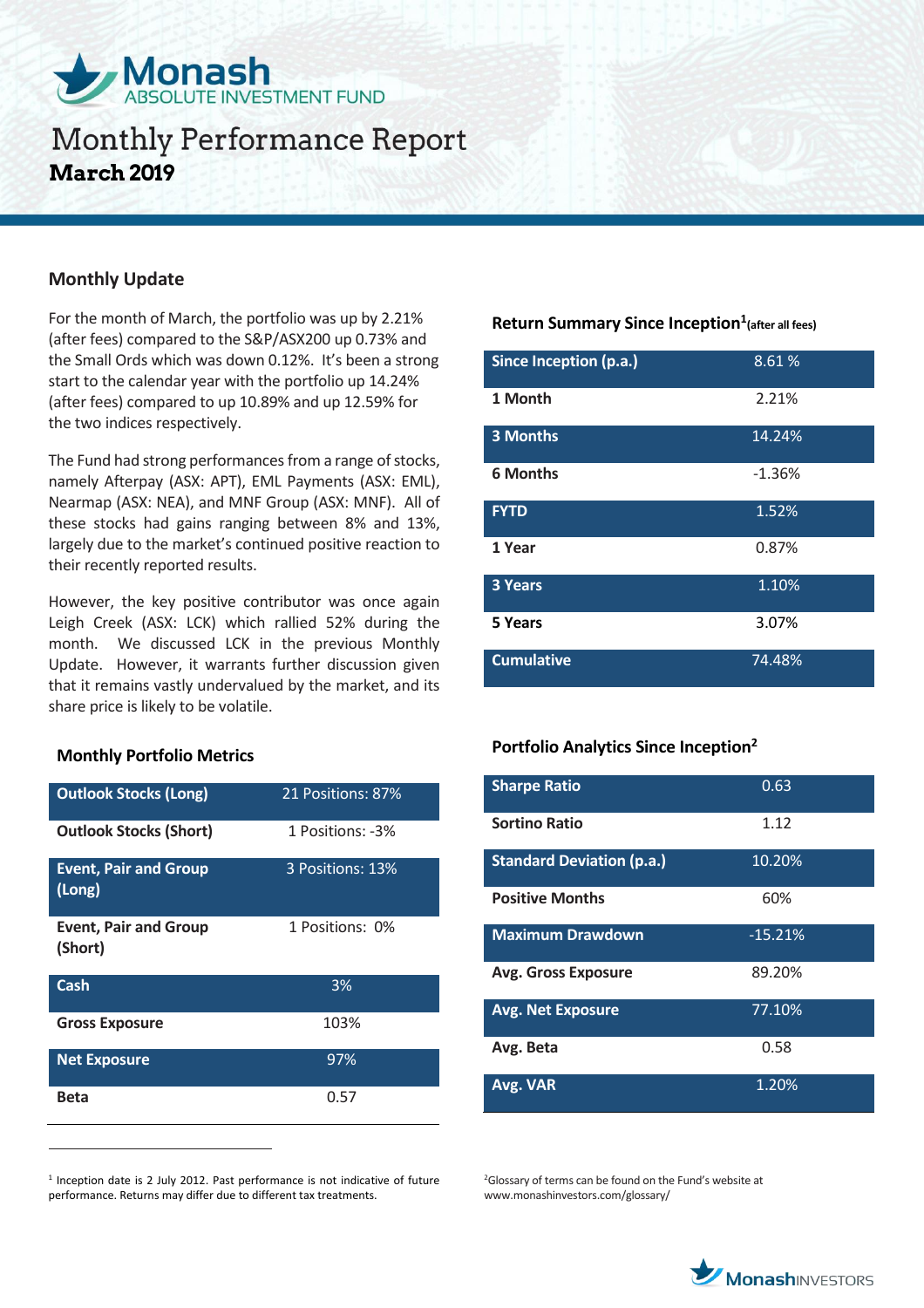# Monash ABSOLUTE INVESTMENT FUND

# Monthly Performance Report

**March 2019**

## Monthly Update

For the month of March, the portfolio was up by 2.21% (after fees) compared to the S&P/ASX200 up 0.73% and the Small Ords which was down 0.12%. It's been a strong start to the calendar year with the portfolio up 14.24% (after fees) compared to up 10.89% and up 12.59% for the two indices respectively.

The Fund had strong performances from a range of stocks, namely Afterpay (ASX: APT), EML Payments (ASX: EML), Nearmap (ASX: NEA), and MNF Group (ASX: MNF). All of these stocks had gains ranging between 8% and 13%, largely due to the market's continued positive reaction to their recently reported results.

However, the key positive contributor was once again Leigh Creek (ASX: LCK) which rallied 52% during the month. We discussed LCK in the previous Monthly Update. However, it warrants further discussion given that it remains vastly undervalued by the market, and its share price is likely to be volatile.

### Monthly Portfolio Metrics

| Metric | Value |
|---|---|
| Outlook Stocks (Long) | 21 Positions: 87% |
| Outlook Stocks (Short) | 1 Positions: -3% |
| Event, Pair and Group (Long) | 3 Positions: 13% |
| Event, Pair and Group (Short) | 1 Positions: 0% |
| Cash | 3% |
| Gross Exposure | 103% |
| Net Exposure | 97% |
| Beta | 0.57 |

### Return Summary Since Inception[1] (after all fees)

| Period | Return |
|---|---|
| Since Inception (p.a.) | 8.61 % |
| 1 Month | 2.21% |
| 3 Months | 14.24% |
| 6 Months | -1.36% |
| FYTD | 1.52% |
| 1 Year | 0.87% |
| 3 Years | 1.10% |
| 5 Years | 3.07% |
| Cumulative | 74.48% |

### Portfolio Analytics Since Inception[2]

| Metric | Value |
|---|---|
| Sharpe Ratio | 0.63 |
| Sortino Ratio | 1.12 |
| Standard Deviation (p.a.) | 10.20% |
| Positive Months | 60% |
| Maximum Drawdown | -15.21% |
| Avg. Gross Exposure | 89.20% |
| Avg. Net Exposure | 77.10% |
| Avg. Beta | 0.58 |
| Avg. VAR | 1.20% |

[1] Inception date is 2 July 2012. Past performance is not indicative of future performance. Returns may differ due to different tax treatments.

[2] Glossary of terms can be found on the Fund's website at www.monashinvestors.com/glossary/

MonashINVESTORS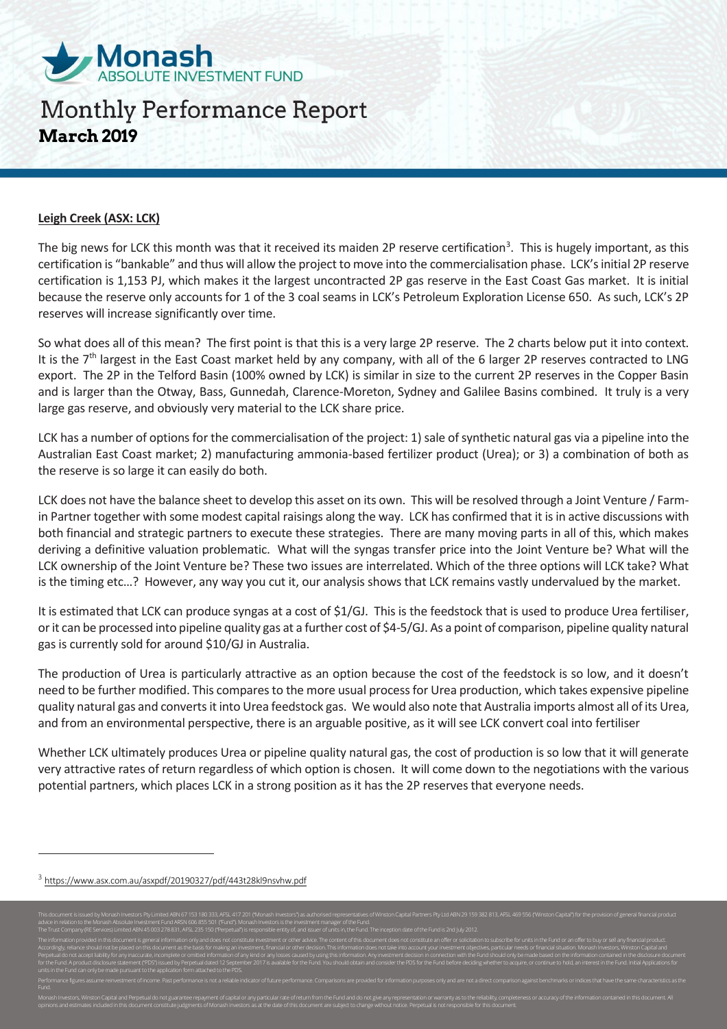## Leigh Creek (ASX: LCK)

The big news for LCK this month was that it received its maiden 2P reserve certification[3]. This is hugely important, as this certification is "bankable" and thus will allow the project to move into the commercialisation phase. LCK's initial 2P reserve certification is 1,153 PJ, which makes it the largest uncontracted 2P gas reserve in the East Coast Gas market. It is initial because the reserve only accounts for 1 of the 3 coal seams in LCK's Petroleum Exploration License 650. As such, LCK's 2P reserves will increase significantly over time.

So what does all of this mean? The first point is that this is a very large 2P reserve. The 2 charts below put it into context. It is the 7th largest in the East Coast market held by any company, with all of the 6 larger 2P reserves contracted to LNG export. The 2P in the Telford Basin (100% owned by LCK) is similar in size to the current 2P reserves in the Copper Basin and is larger than the Otway, Bass, Gunnedah, Clarence-Moreton, Sydney and Galilee Basins combined. It truly is a very large gas reserve, and obviously very material to the LCK share price.

LCK has a number of options for the commercialisation of the project: 1) sale of synthetic natural gas via a pipeline into the Australian East Coast market; 2) manufacturing ammonia-based fertilizer product (Urea); or 3) a combination of both as the reserve is so large it can easily do both.

LCK does not have the balance sheet to develop this asset on its own. This will be resolved through a Joint Venture / Farm-in Partner together with some modest capital raisings along the way. LCK has confirmed that it is in active discussions with both financial and strategic partners to execute these strategies. There are many moving parts in all of this, which makes deriving a definitive valuation problematic. What will the syngas transfer price into the Joint Venture be? What will the LCK ownership of the Joint Venture be? These two issues are interrelated. Which of the three options will LCK take? What is the timing etc…? However, any way you cut it, our analysis shows that LCK remains vastly undervalued by the market.

It is estimated that LCK can produce syngas at a cost of $1/GJ. This is the feedstock that is used to produce Urea fertiliser, or it can be processed into pipeline quality gas at a further cost of $4-5/GJ. As a point of comparison, pipeline quality natural gas is currently sold for around $10/GJ in Australia.

The production of Urea is particularly attractive as an option because the cost of the feedstock is so low, and it doesn't need to be further modified. This compares to the more usual process for Urea production, which takes expensive pipeline quality natural gas and converts it into Urea feedstock gas. We would also note that Australia imports almost all of its Urea, and from an environmental perspective, there is an arguable positive, as it will see LCK convert coal into fertiliser

Whether LCK ultimately produces Urea or pipeline quality natural gas, the cost of production is so low that it will generate very attractive rates of return regardless of which option is chosen. It will come down to the negotiations with the various potential partners, which places LCK in a strong position as it has the 2P reserves that everyone needs.

---

[3] https://www.asx.com.au/asxpdf/20190327/pdf/443t28kl9nsvhw.pdf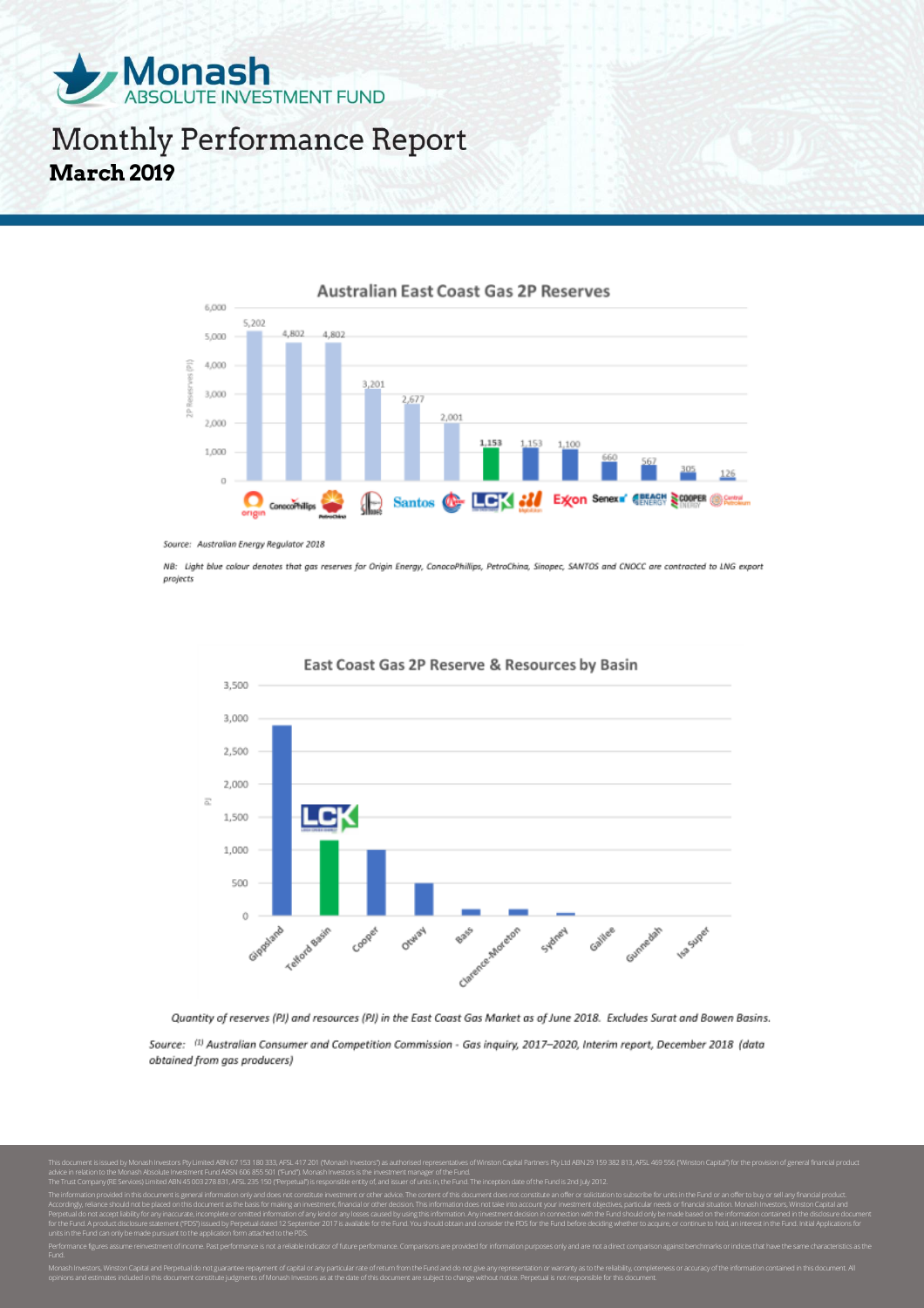# Monash Absolute Investment Fund

## Monthly Performance Report

**March 2019**

### Australian East Coast Gas 2P Reserves

| Company | 2P Reserves (PJ) |
|---|---|
| Origin | 5,202 |
| ConocoPhillips | 4,802 |
| PetroChina | 4,802 |
| Sinopec | 3,201 |
| Santos | 2,677 |
| CNOOC | 2,001 |
| LCK | 1,153 |
| Mitsui | 1,153 |
| ExxonMobil | 1,100 |
| Senex | 660 |
| Beach Energy | 567 |
| Cooper Energy | 305 |
| Central Petroleum | 126 |

*Source: Australian Energy Regulator 2018*

*NB: Light blue colour denotes that gas reserves for Origin Energy, ConocoPhillips, PetroChina, Sinopec, SANTOS and CNOCC are contracted to LNG export projects*

### East Coast Gas 2P Reserve & Resources by Basin

| Basin | PJ (approx.) |
|---|---|
| Gippsland | ~2,900 |
| Telford Basin (LCK) | ~1,150 |
| Cooper | ~1,000 |
| Otway | ~500 |
| Bass | ~100 |
| Clarence-Moreton | ~100 |
| Sydney | ~50 |
| Galilee | 0 |
| Gunnedah | 0 |
| Isa Super | 0 |

*Quantity of reserves (PJ) and resources (PJ) in the East Coast Gas Market as of June 2018. Excludes Surat and Bowen Basins.*

*Source: [1] Australian Consumer and Competition Commission - Gas inquiry, 2017–2020, Interim report, December 2018 (data obtained from gas producers)*

This document is issued by Monash Investors Pty Limited ABN 67 153 180 333, AFSL 417 201 ("Monash Investors") as authorised representatives of Winston Capital Partners Pty Ltd ABN 29 159 382 813, AFSL 469 556 ("Winston Capital") for the provision of general financial product advice in relation to the Monash Absolute Investment Fund ARSN 606 855 501 ("Fund"). Monash Investors is the investment manager of the Fund.
The Trust Company (RE Services) Limited ABN 45 003 278 831, AFSL 235 150 ("Perpetual") is responsible entity of, and issuer of units in, the Fund. The inception date of the Fund is 2nd July 2012.

The information provided in this document is general information only and does not constitute investment or other advice. The content of this document does not constitute an offer or solicitation to subscribe for units in the Fund or an offer to buy or sell any financial product. Accordingly, reliance should not be placed on this document as the basis for making an investment, financial or other decision. This information does not take into account your investment objectives, particular needs or financial situation. Monash Investors, Winston Capital and Perpetual do not accept liability for any inaccurate, incomplete or omitted information of any kind or any losses caused by using this information. Any investment decision in connection with the Fund should only be made based on the information contained in the disclosure document for the Fund. A product disclosure statement ("PDS") issued by Perpetual dated 12 September 2017 is available for the Fund. You should obtain and consider the PDS for the Fund before deciding whether to acquire, or continue to hold, an interest in the Fund. Initial Applications for units in the Fund can only be made pursuant to the application form attached to the PDS.

Performance figures assume reinvestment of income. Past performance is not a reliable indicator of future performance. Comparisons are provided for information purposes only and are not a direct comparison against benchmarks or indices that have the same characteristics as the Fund.

Monash Investors, Winston Capital and Perpetual do not guarantee repayment of capital or any particular rate of return from the Fund and do not give any representation or warranty as to the reliability, completeness or accuracy of the information contained in this document. All opinions and estimates included in this document constitute judgments of Monash Investors as at the date of this document are subject to change without notice. Perpetual is not responsible for this document.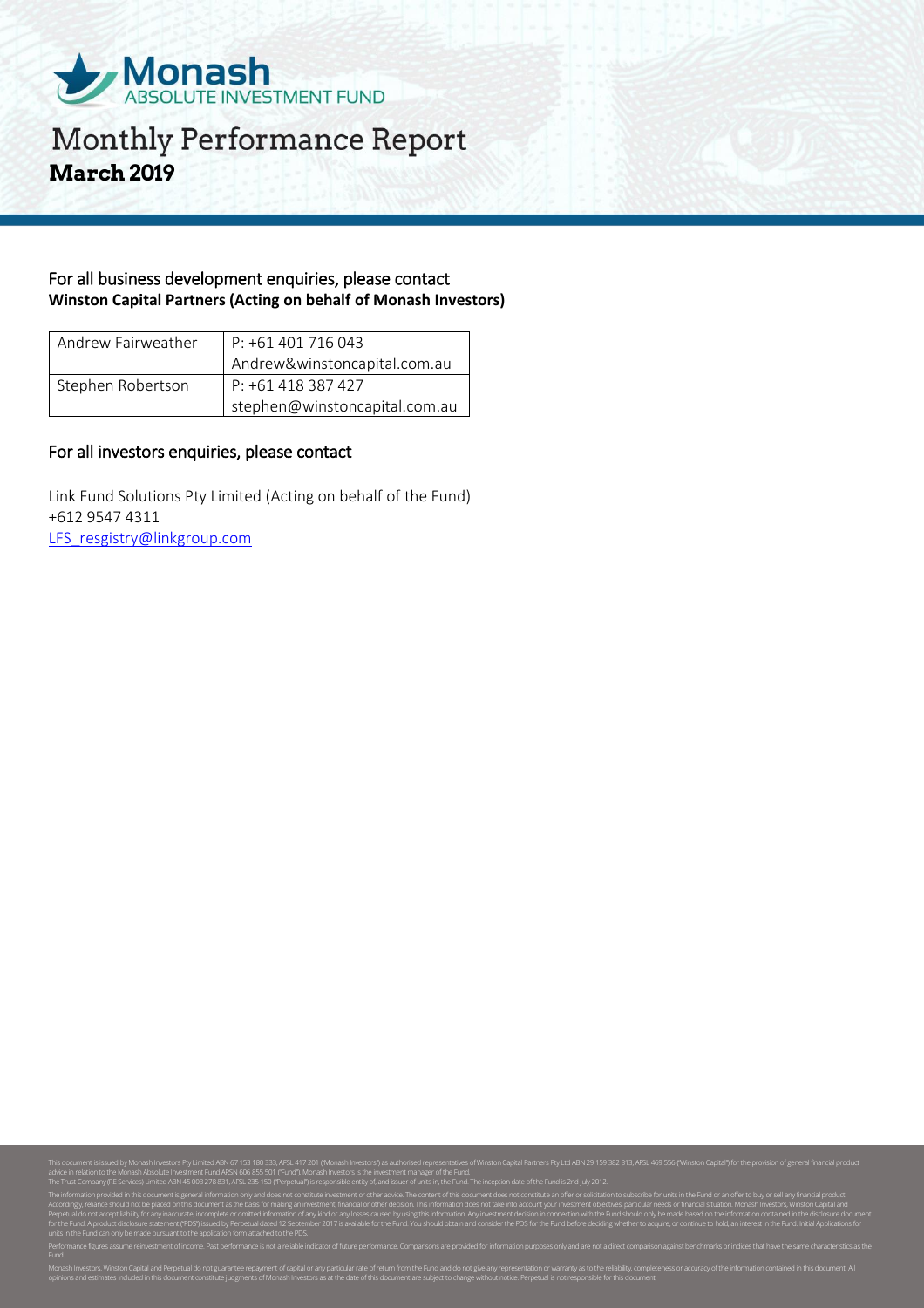# Monthly Performance Report

**March 2019**

## For all business development enquiries, please contact

**Winston Capital Partners (Acting on behalf of Monash Investors)**

| | |
|---|---|
| Andrew Fairweather | P: +61 401 716 043<br>Andrew&winstoncapital.com.au |
| Stephen Robertson | P: +61 418 387 427<br>stephen@winstoncapital.com.au |

## For all investors enquiries, please contact

Link Fund Solutions Pty Limited (Acting on behalf of the Fund)
+612 9547 4311
LFS_resgistry@linkgroup.com

This document is issued by Monash Investors Pty Limited ABN 67 153 180 333, AFSL 417 201 ("Monash Investors") as authorised representatives of Winston Capital Partners Pty Ltd ABN 29 159 382 813, AFSL 469 556 ("Winston Capital") for the provision of general financial product advice in relation to the Monash Absolute Investment Fund ARSN 606 855 501 ("Fund"). Monash Investors is the investment manager of the Fund.
The Trust Company (RE Services) Limited ABN 45 003 278 831, AFSL 235 150 ("Perpetual") is responsible entity of, and issuer of units in, the Fund. The inception date of the Fund is 2nd July 2012.

The information provided in this document is general information only and does not constitute investment or other advice. The content of this document does not constitute an offer or solicitation to subscribe for units in the Fund or an offer to buy or sell any financial product. Accordingly, reliance should not be placed on this document as the basis for making an investment, financial or other decision. This information does not take into account your investment objectives, particular needs or financial situation. Monash Investors, Winston Capital and Perpetual do not accept liability for any inaccurate, incomplete or omitted information of any kind or any losses caused by using this information. Any investment decision in connection with the Fund should only be made based on the information contained in the disclosure document for the Fund. A product disclosure statement ("PDS") issued by Perpetual dated 12 September 2017 is available for the Fund. You should obtain and consider the PDS for the Fund before deciding whether to acquire, or continue to hold, an interest in the Fund. Initial Applications for units in the Fund can only be made pursuant to the application form attached to the PDS.

Performance figures assume reinvestment of income. Past performance is not a reliable indicator of future performance. Comparisons are provided for information purposes only and are not a direct comparison against benchmarks or indices that have the same characteristics as the Fund.

Monash Investors, Winston Capital and Perpetual do not guarantee repayment of capital or any particular rate of return from the Fund and do not give any representation or warranty as to the reliability, completeness or accuracy of the information contained in this document. All opinions and estimates included in this document constitute judgments of Monash Investors as at the date of this document are subject to change without notice. Perpetual is not responsible for this document.